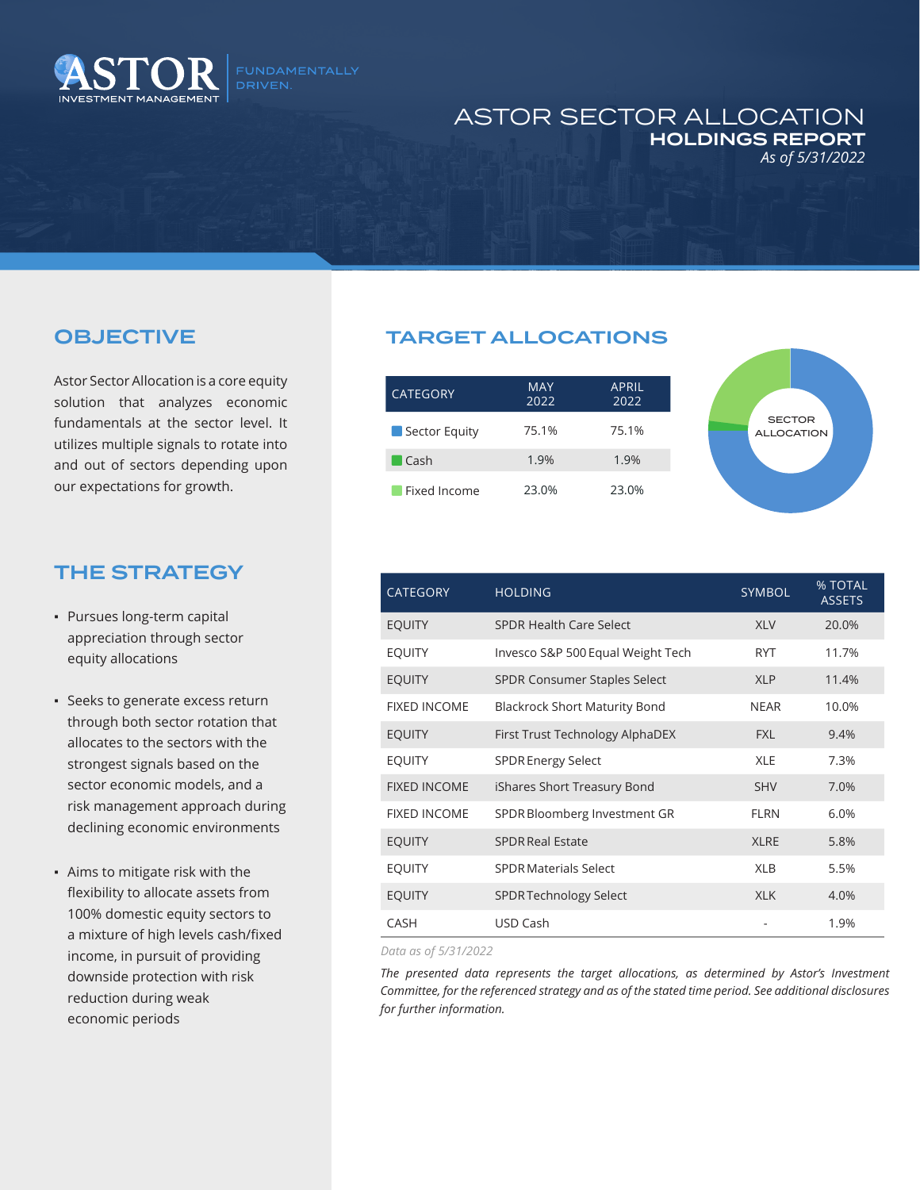# ASTOR SECTOR ALLOCATION

**HOLDINGS REPORT**

*As of 5/31/2022*

## OBJECTIVE

Astor Sector Allocation is a core equity solution that analyzes economic fundamentals at the sector level. It utilizes multiple signals to rotate into and out of sectors depending upon our expectations for growth.

## THE STRATEGY

- Pursues long-term capital appreciation through sector equity allocations
- Seeks to generate excess return through both sector rotation that allocates to the sectors with the strongest signals based on the sector economic models, and a risk management approach during declining economic environments
- Aims to mitigate risk with the flexibility to allocate assets from 100% domestic equity sectors to a mixture of high levels cash/fixed income, in pursuit of providing downside protection with risk reduction during weak economic periods

## TARGET ALLOCATIONS

| CATEGORY | MAY 2022 | APRIL 2022 |
|---|---|---|
| Sector Equity | 75.1% | 75.1% |
| Cash | 1.9% | 1.9% |
| Fixed Income | 23.0% | 23.0% |

SECTOR ALLOCATION

| CATEGORY | HOLDING | SYMBOL | % TOTAL ASSETS |
|---|---|---|---|
| EQUITY | SPDR Health Care Select | XLV | 20.0% |
| EQUITY | Invesco S&P 500 Equal Weight Tech | RYT | 11.7% |
| EQUITY | SPDR Consumer Staples Select | XLP | 11.4% |
| FIXED INCOME | Blackrock Short Maturity Bond | NEAR | 10.0% |
| EQUITY | First Trust Technology AlphaDEX | FXL | 9.4% |
| EQUITY | SPDR Energy Select | XLE | 7.3% |
| FIXED INCOME | iShares Short Treasury Bond | SHV | 7.0% |
| FIXED INCOME | SPDR Bloomberg Investment GR | FLRN | 6.0% |
| EQUITY | SPDR Real Estate | XLRE | 5.8% |
| EQUITY | SPDR Materials Select | XLB | 5.5% |
| EQUITY | SPDR Technology Select | XLK | 4.0% |
| CASH | USD Cash | - | 1.9% |

*Data as of 5/31/2022*

*The presented data represents the target allocations, as determined by Astor's Investment Committee, for the referenced strategy and as of the stated time period. See additional disclosures for further information.*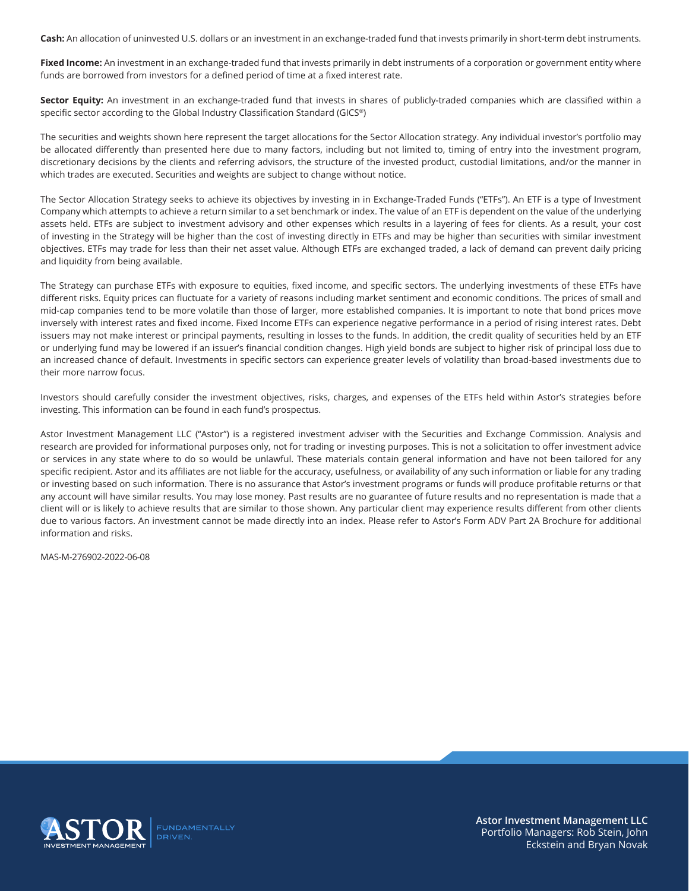**Cash:** An allocation of uninvested U.S. dollars or an investment in an exchange-traded fund that invests primarily in short-term debt instruments.

**Fixed Income:** An investment in an exchange-traded fund that invests primarily in debt instruments of a corporation or government entity where funds are borrowed from investors for a defined period of time at a fixed interest rate.

**Sector Equity:** An investment in an exchange-traded fund that invests in shares of publicly-traded companies which are classified within a specific sector according to the Global Industry Classification Standard (GICS®)

The securities and weights shown here represent the target allocations for the Sector Allocation strategy. Any individual investor's portfolio may be allocated differently than presented here due to many factors, including but not limited to, timing of entry into the investment program, discretionary decisions by the clients and referring advisors, the structure of the invested product, custodial limitations, and/or the manner in which trades are executed. Securities and weights are subject to change without notice.

The Sector Allocation Strategy seeks to achieve its objectives by investing in in Exchange-Traded Funds ("ETFs"). An ETF is a type of Investment Company which attempts to achieve a return similar to a set benchmark or index. The value of an ETF is dependent on the value of the underlying assets held. ETFs are subject to investment advisory and other expenses which results in a layering of fees for clients. As a result, your cost of investing in the Strategy will be higher than the cost of investing directly in ETFs and may be higher than securities with similar investment objectives. ETFs may trade for less than their net asset value. Although ETFs are exchanged traded, a lack of demand can prevent daily pricing and liquidity from being available.

The Strategy can purchase ETFs with exposure to equities, fixed income, and specific sectors. The underlying investments of these ETFs have different risks. Equity prices can fluctuate for a variety of reasons including market sentiment and economic conditions. The prices of small and mid-cap companies tend to be more volatile than those of larger, more established companies. It is important to note that bond prices move inversely with interest rates and fixed income. Fixed Income ETFs can experience negative performance in a period of rising interest rates. Debt issuers may not make interest or principal payments, resulting in losses to the funds. In addition, the credit quality of securities held by an ETF or underlying fund may be lowered if an issuer's financial condition changes. High yield bonds are subject to higher risk of principal loss due to an increased chance of default. Investments in specific sectors can experience greater levels of volatility than broad-based investments due to their more narrow focus.

Investors should carefully consider the investment objectives, risks, charges, and expenses of the ETFs held within Astor's strategies before investing. This information can be found in each fund's prospectus.

Astor Investment Management LLC ("Astor") is a registered investment adviser with the Securities and Exchange Commission. Analysis and research are provided for informational purposes only, not for trading or investing purposes. This is not a solicitation to offer investment advice or services in any state where to do so would be unlawful. These materials contain general information and have not been tailored for any specific recipient. Astor and its affiliates are not liable for the accuracy, usefulness, or availability of any such information or liable for any trading or investing based on such information. There is no assurance that Astor's investment programs or funds will produce profitable returns or that any account will have similar results. You may lose money. Past results are no guarantee of future results and no representation is made that a client will or is likely to achieve results that are similar to those shown. Any particular client may experience results different from other clients due to various factors. An investment cannot be made directly into an index. Please refer to Astor's Form ADV Part 2A Brochure for additional information and risks.

MAS-M-276902-2022-06-08

ASTOR INVESTMENT MANAGEMENT | FUNDAMENTALLY DRIVEN.

**Astor Investment Management LLC**
Portfolio Managers: Rob Stein, John Eckstein and Bryan Novak